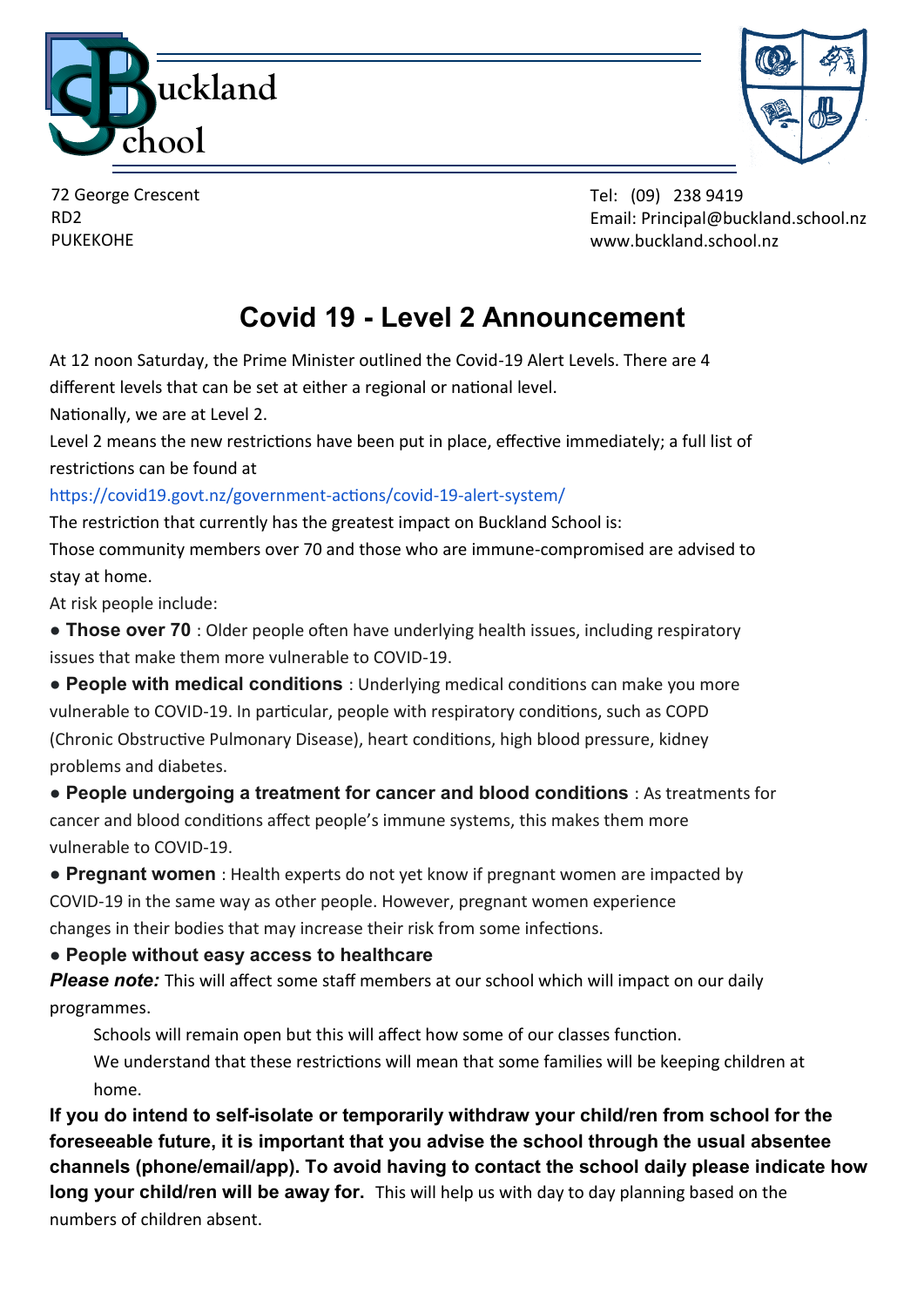**Buckland School**

72 George Crescent
RD2
PUKEKOHE

Tel: (09) 238 9419
Email: Principal@buckland.school.nz
www.buckland.school.nz

# Covid 19 - Level 2 Announcement

At 12 noon Saturday, the Prime Minister outlined the Covid-19 Alert Levels. There are 4 different levels that can be set at either a regional or national level.

Nationally, we are at Level 2.

Level 2 means the new restrictions have been put in place, effective immediately; a full list of restrictions can be found at

https://covid19.govt.nz/government-actions/covid-19-alert-system/

The restriction that currently has the greatest impact on Buckland School is:

Those community members over 70 and those who are immune-compromised are advised to stay at home.

At risk people include:

- **Those over 70** : Older people often have underlying health issues, including respiratory issues that make them more vulnerable to COVID-19.
- **People with medical conditions** : Underlying medical conditions can make you more vulnerable to COVID-19. In particular, people with respiratory conditions, such as COPD (Chronic Obstructive Pulmonary Disease), heart conditions, high blood pressure, kidney problems and diabetes.
- **People undergoing a treatment for cancer and blood conditions** : As treatments for cancer and blood conditions affect people's immune systems, this makes them more vulnerable to COVID-19.
- **Pregnant women** : Health experts do not yet know if pregnant women are impacted by COVID-19 in the same way as other people. However, pregnant women experience changes in their bodies that may increase their risk from some infections.
- **People without easy access to healthcare**

***Please note:*** This will affect some staff members at our school which will impact on our daily programmes.

Schools will remain open but this will affect how some of our classes function.

We understand that these restrictions will mean that some families will be keeping children at home.

**If you do intend to self-isolate or temporarily withdraw your child/ren from school for the foreseeable future, it is important that you advise the school through the usual absentee channels (phone/email/app). To avoid having to contact the school daily please indicate how long your child/ren will be away for.** This will help us with day to day planning based on the numbers of children absent.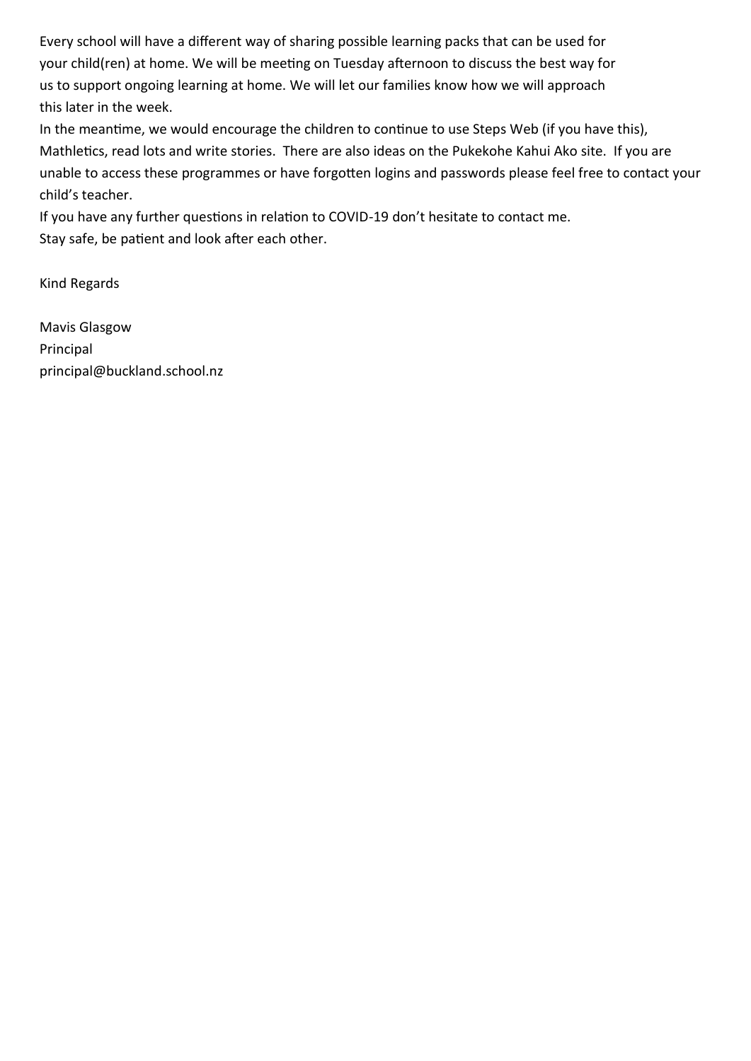Every school will have a different way of sharing possible learning packs that can be used for your child(ren) at home. We will be meeting on Tuesday afternoon to discuss the best way for us to support ongoing learning at home. We will let our families know how we will approach this later in the week.

In the meantime, we would encourage the children to continue to use Steps Web (if you have this), Mathletics, read lots and write stories. There are also ideas on the Pukekohe Kahui Ako site. If you are unable to access these programmes or have forgotten logins and passwords please feel free to contact your child's teacher.

If you have any further questions in relation to COVID-19 don't hesitate to contact me.

Stay safe, be patient and look after each other.

Kind Regards

Mavis Glasgow  
Principal  
principal@buckland.school.nz